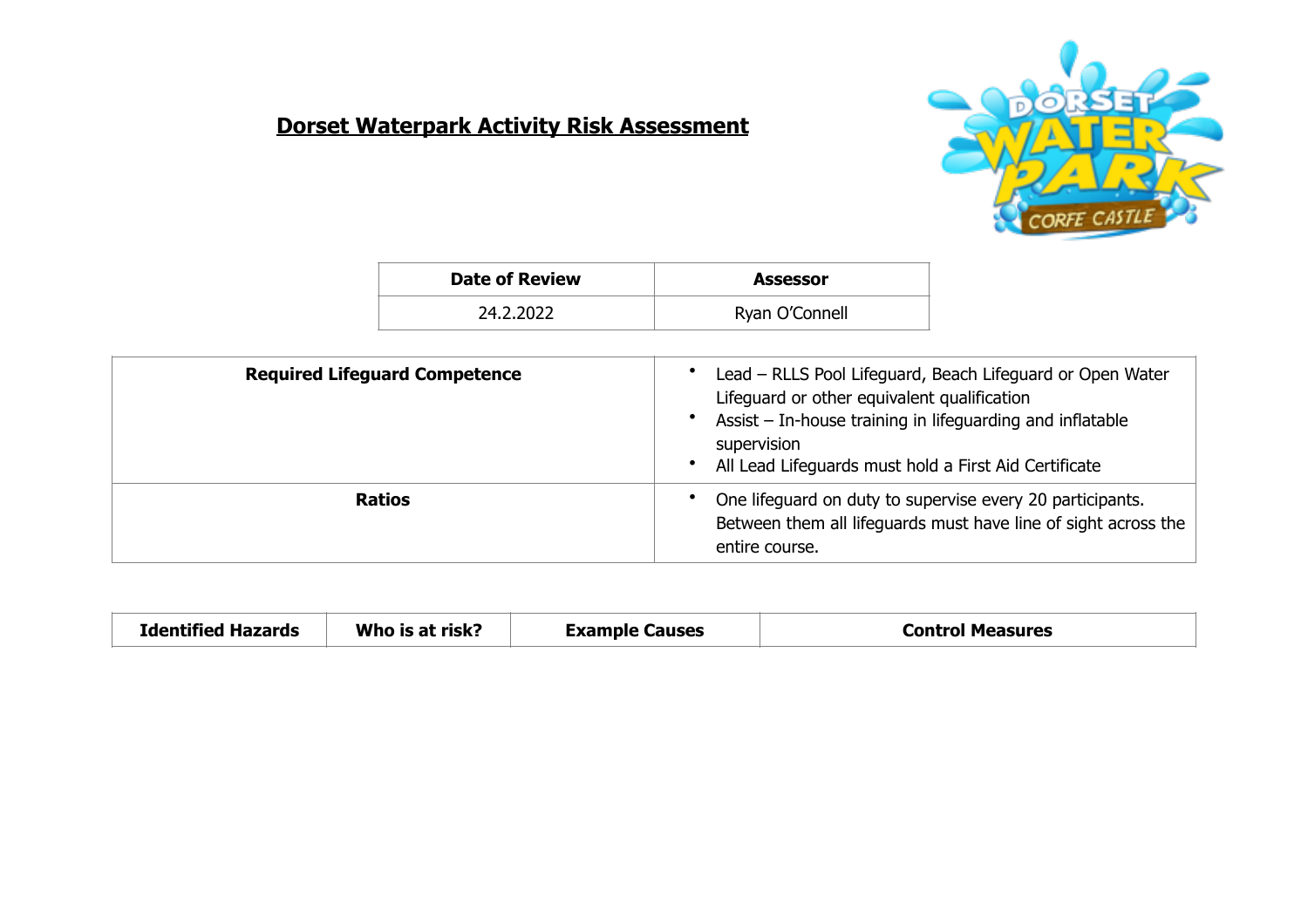# Dorset Waterpark Activity Risk Assessment

| Date of Review | Assessor |
| --- | --- |
| 24.2.2022 | Ryan O'Connell |

| | |
| --- | --- |
| **Required Lifeguard Competence** | • Lead – RLLS Pool Lifeguard, Beach Lifeguard or Open Water Lifeguard or other equivalent qualification<br>• Assist – In-house training in lifeguarding and inflatable supervision<br>• All Lead Lifeguards must hold a First Aid Certificate |
| **Ratios** | • One lifeguard on duty to supervise every 20 participants. Between them all lifeguards must have line of sight across the entire course. |

| Identified Hazards | Who is at risk? | Example Causes | Control Measures |
| --- | --- | --- | --- |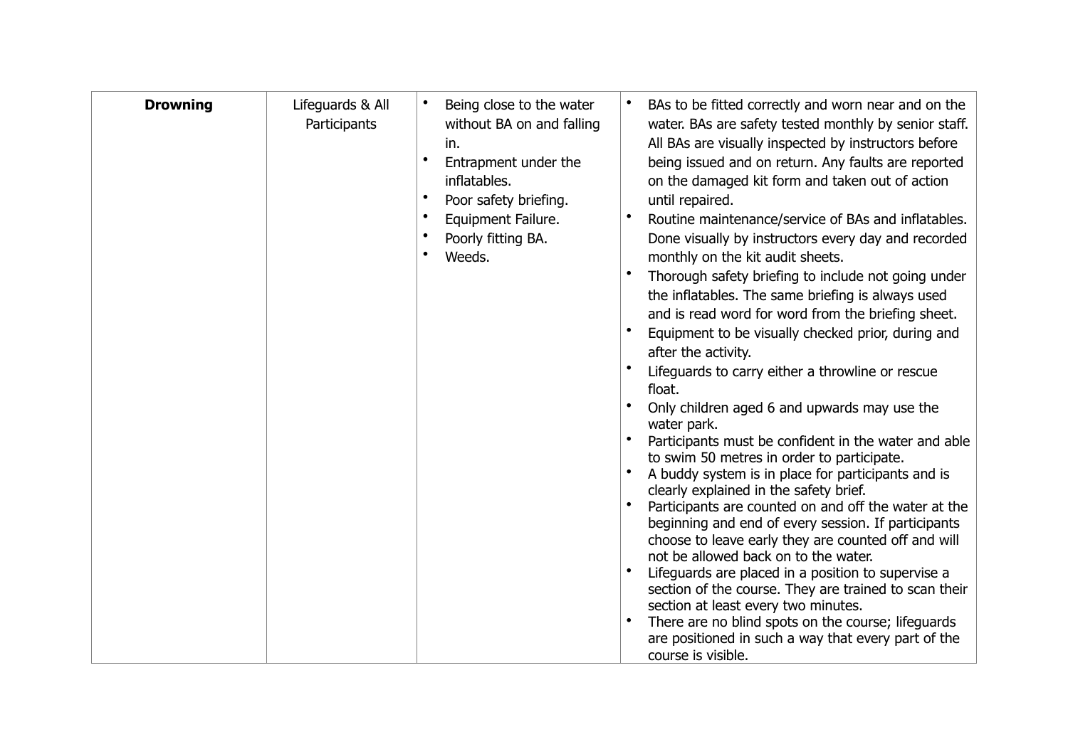| | | | |
|---|---|---|---|
| **Drowning** | Lifeguards & All Participants | • Being close to the water without BA on and falling in.<br>• Entrapment under the inflatables.<br>• Poor safety briefing.<br>• Equipment Failure.<br>• Poorly fitting BA.<br>• Weeds. | • BAs to be fitted correctly and worn near and on the water. BAs are safety tested monthly by senior staff. All BAs are visually inspected by instructors before being issued and on return. Any faults are reported on the damaged kit form and taken out of action until repaired.<br>• Routine maintenance/service of BAs and inflatables. Done visually by instructors every day and recorded monthly on the kit audit sheets.<br>• Thorough safety briefing to include not going under the inflatables. The same briefing is always used and is read word for word from the briefing sheet.<br>• Equipment to be visually checked prior, during and after the activity.<br>• Lifeguards to carry either a throwline or rescue float.<br>• Only children aged 6 and upwards may use the water park.<br>• Participants must be confident in the water and able to swim 50 metres in order to participate.<br>• A buddy system is in place for participants and is clearly explained in the safety brief.<br>• Participants are counted on and off the water at the beginning and end of every session. If participants choose to leave early they are counted off and will not be allowed back on to the water.<br>• Lifeguards are placed in a position to supervise a section of the course. They are trained to scan their section at least every two minutes.<br>• There are no blind spots on the course; lifeguards are positioned in such a way that every part of the course is visible. |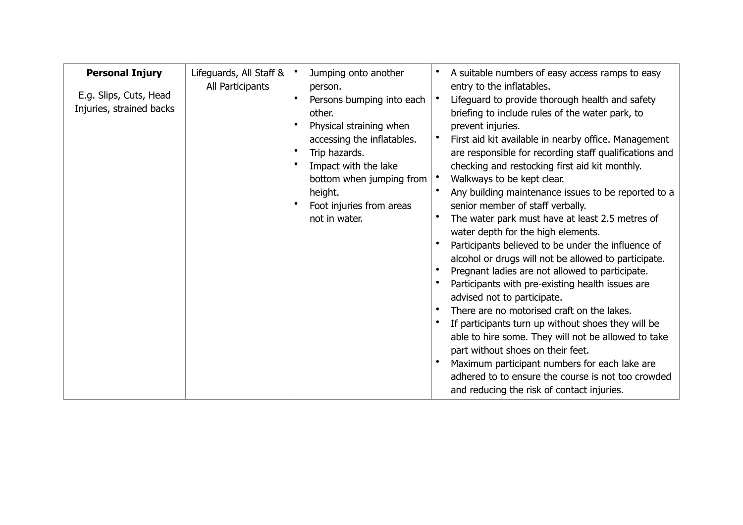| **Personal Injury**<br><br>E.g. Slips, Cuts, Head Injuries, strained backs | Lifeguards, All Staff & All Participants | • Jumping onto another person.<br>• Persons bumping into each other.<br>• Physical straining when accessing the inflatables.<br>• Trip hazards.<br>• Impact with the lake bottom when jumping from height.<br>• Foot injuries from areas not in water. | • A suitable numbers of easy access ramps to easy entry to the inflatables.<br>• Lifeguard to provide thorough health and safety briefing to include rules of the water park, to prevent injuries.<br>• First aid kit available in nearby office. Management are responsible for recording staff qualifications and checking and restocking first aid kit monthly.<br>• Walkways to be kept clear.<br>• Any building maintenance issues to be reported to a senior member of staff verbally.<br>• The water park must have at least 2.5 metres of water depth for the high elements.<br>• Participants believed to be under the influence of alcohol or drugs will not be allowed to participate.<br>• Pregnant ladies are not allowed to participate.<br>• Participants with pre-existing health issues are advised not to participate.<br>• There are no motorised craft on the lakes.<br>• If participants turn up without shoes they will be able to hire some. They will not be allowed to take part without shoes on their feet.<br>• Maximum participant numbers for each lake are adhered to to ensure the course is not too crowded and reducing the risk of contact injuries. |
|---|---|---|---|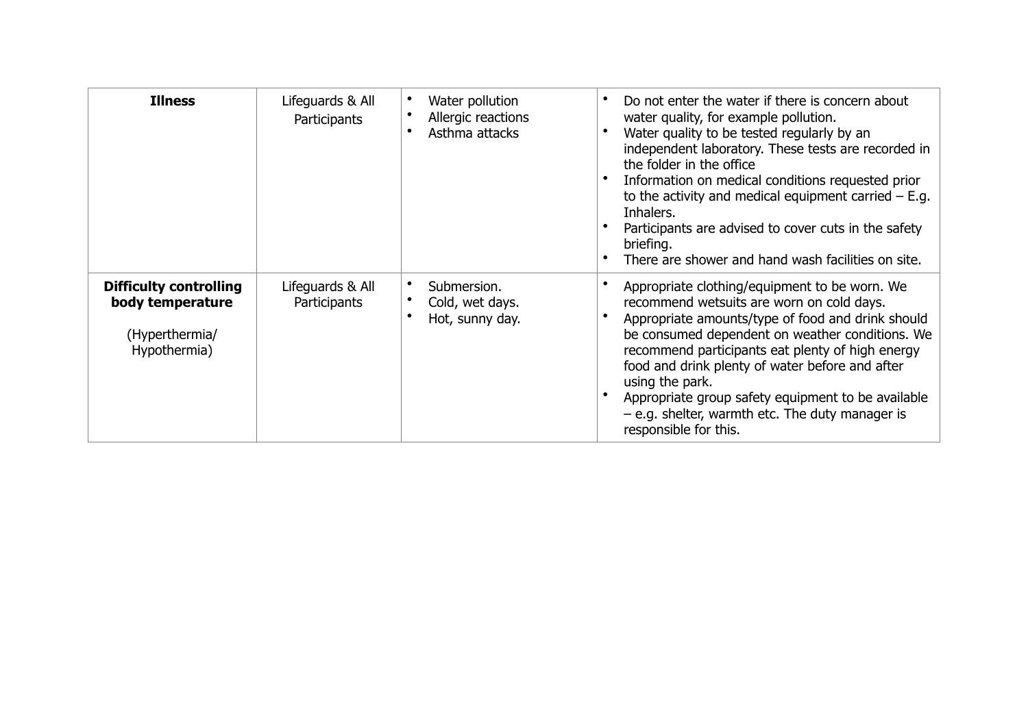| **Illness** | Lifeguards & All Participants | • Water pollution<br>• Allergic reactions<br>• Asthma attacks | • Do not enter the water if there is concern about water quality, for example pollution.<br>• Water quality to be tested regularly by an independent laboratory. These tests are recorded in the folder in the office<br>• Information on medical conditions requested prior to the activity and medical equipment carried – E.g. Inhalers.<br>• Participants are advised to cover cuts in the safety briefing.<br>• There are shower and hand wash facilities on site. |
|---|---|---|---|
| **Difficulty controlling body temperature**<br><br>(Hyperthermia/ Hypothermia) | Lifeguards & All Participants | • Submersion.<br>• Cold, wet days.<br>• Hot, sunny day. | • Appropriate clothing/equipment to be worn. We recommend wetsuits are worn on cold days.<br>• Appropriate amounts/type of food and drink should be consumed dependent on weather conditions. We recommend participants eat plenty of high energy food and drink plenty of water before and after using the park.<br>• Appropriate group safety equipment to be available – e.g. shelter, warmth etc. The duty manager is responsible for this. |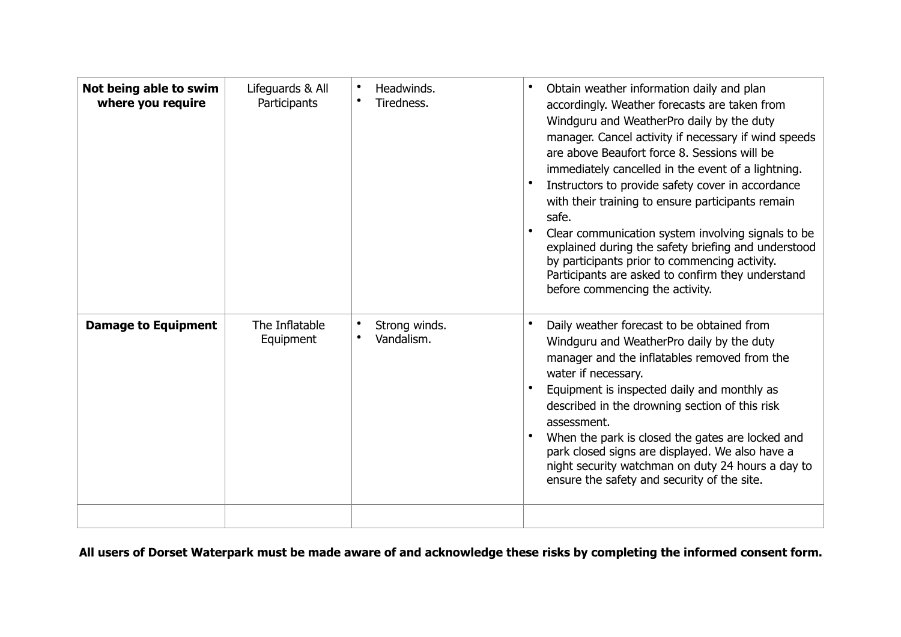| **Not being able to swim where you require** | Lifeguards & All Participants | • Headwinds.<br>• Tiredness. | • Obtain weather information daily and plan accordingly. Weather forecasts are taken from Windguru and WeatherPro daily by the duty manager. Cancel activity if necessary if wind speeds are above Beaufort force 8. Sessions will be immediately cancelled in the event of a lightning.<br>• Instructors to provide safety cover in accordance with their training to ensure participants remain safe.<br>• Clear communication system involving signals to be explained during the safety briefing and understood by participants prior to commencing activity. Participants are asked to confirm they understand before commencing the activity. |
|---|---|---|---|
| **Damage to Equipment** | The Inflatable Equipment | • Strong winds.<br>• Vandalism. | • Daily weather forecast to be obtained from Windguru and WeatherPro daily by the duty manager and the inflatables removed from the water if necessary.<br>• Equipment is inspected daily and monthly as described in the drowning section of this risk assessment.<br>• When the park is closed the gates are locked and park closed signs are displayed. We also have a night security watchman on duty 24 hours a day to ensure the safety and security of the site. |
| | | | |

**All users of Dorset Waterpark must be made aware of and acknowledge these risks by completing the informed consent form.**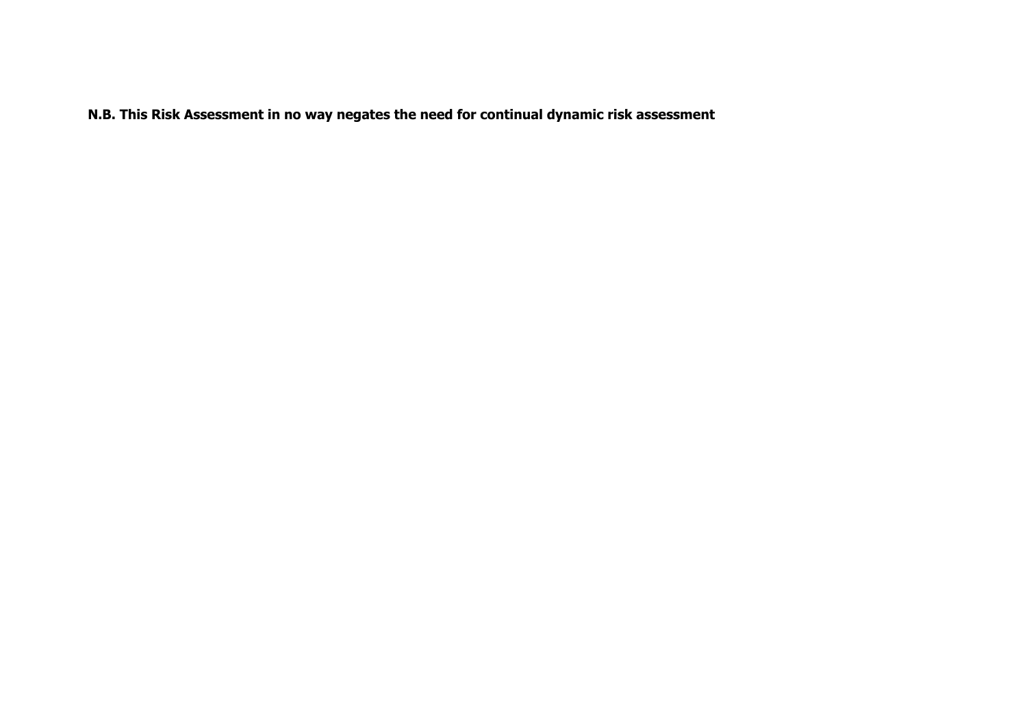**N.B. This Risk Assessment in no way negates the need for continual dynamic risk assessment**